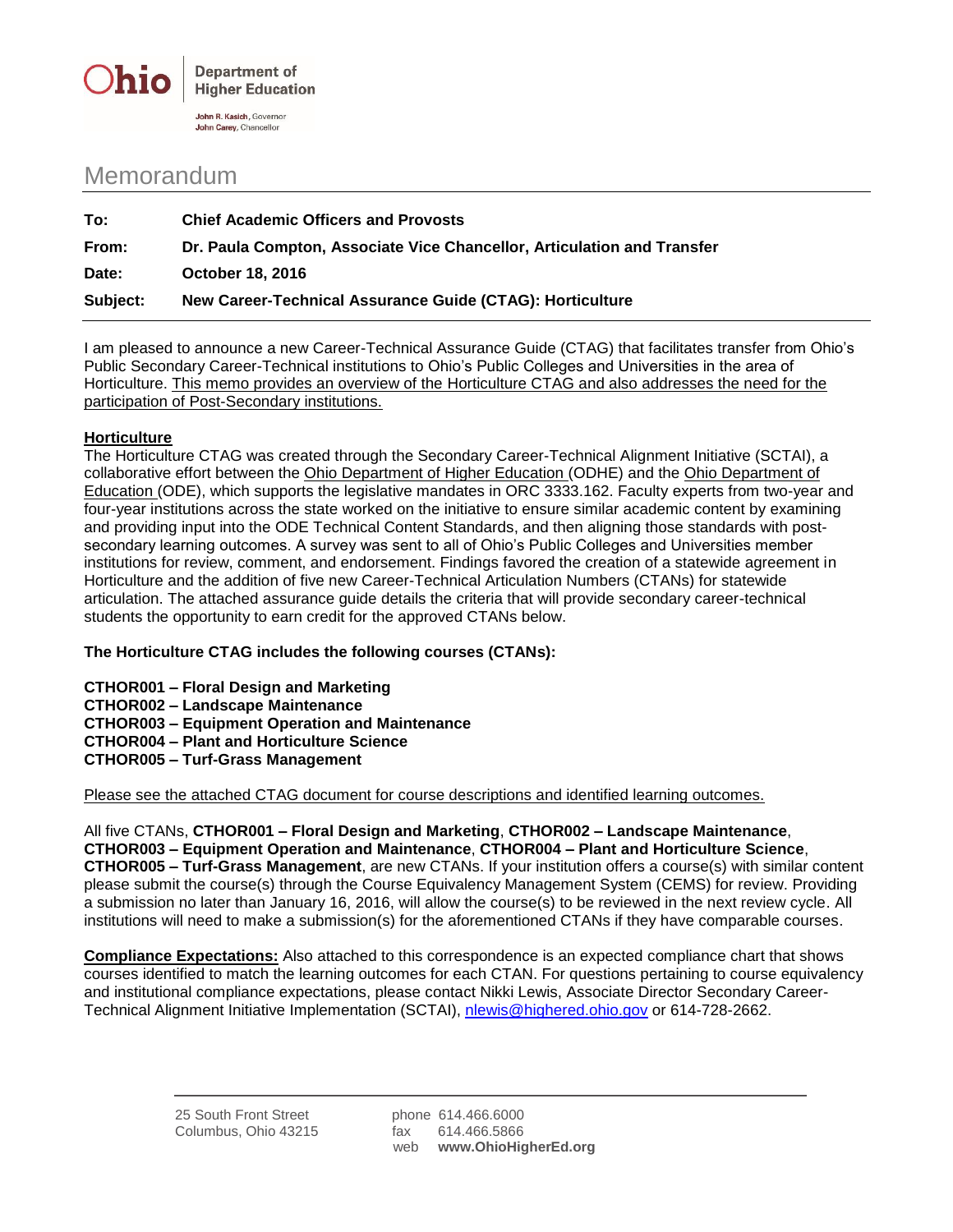Ohio | Department of Higher Education

John R. Kasich, Governor
John Carey, Chancellor

# Memorandum

**To:** **Chief Academic Officers and Provosts**

**From:** **Dr. Paula Compton, Associate Vice Chancellor, Articulation and Transfer**

**Date:** **October 18, 2016**

**Subject:** **New Career-Technical Assurance Guide (CTAG): Horticulture**

I am pleased to announce a new Career-Technical Assurance Guide (CTAG) that facilitates transfer from Ohio's Public Secondary Career-Technical institutions to Ohio's Public Colleges and Universities in the area of Horticulture. This memo provides an overview of the Horticulture CTAG and also addresses the need for the participation of Post-Secondary institutions.

## Horticulture

The Horticulture CTAG was created through the Secondary Career-Technical Alignment Initiative (SCTAI), a collaborative effort between the Ohio Department of Higher Education (ODHE) and the Ohio Department of Education (ODE), which supports the legislative mandates in ORC 3333.162. Faculty experts from two-year and four-year institutions across the state worked on the initiative to ensure similar academic content by examining and providing input into the ODE Technical Content Standards, and then aligning those standards with post-secondary learning outcomes. A survey was sent to all of Ohio's Public Colleges and Universities member institutions for review, comment, and endorsement. Findings favored the creation of a statewide agreement in Horticulture and the addition of five new Career-Technical Articulation Numbers (CTANs) for statewide articulation. The attached assurance guide details the criteria that will provide secondary career-technical students the opportunity to earn credit for the approved CTANs below.

**The Horticulture CTAG includes the following courses (CTANs):**

**CTHOR001 – Floral Design and Marketing**
**CTHOR002 – Landscape Maintenance**
**CTHOR003 – Equipment Operation and Maintenance**
**CTHOR004 – Plant and Horticulture Science**
**CTHOR005 – Turf-Grass Management**

Please see the attached CTAG document for course descriptions and identified learning outcomes.

All five CTANs, **CTHOR001 – Floral Design and Marketing**, **CTHOR002 – Landscape Maintenance**, **CTHOR003 – Equipment Operation and Maintenance**, **CTHOR004 – Plant and Horticulture Science**, **CTHOR005 – Turf-Grass Management**, are new CTANs. If your institution offers a course(s) with similar content please submit the course(s) through the Course Equivalency Management System (CEMS) for review. Providing a submission no later than January 16, 2016, will allow the course(s) to be reviewed in the next review cycle. All institutions will need to make a submission(s) for the aforementioned CTANs if they have comparable courses.

**Compliance Expectations:** Also attached to this correspondence is an expected compliance chart that shows courses identified to match the learning outcomes for each CTAN. For questions pertaining to course equivalency and institutional compliance expectations, please contact Nikki Lewis, Associate Director Secondary Career-Technical Alignment Initiative Implementation (SCTAI), nlewis@highered.ohio.gov or 614-728-2662.

25 South Front Street
Columbus, Ohio 43215

phone 614.466.6000
fax 614.466.5866
web **www.OhioHigherEd.org**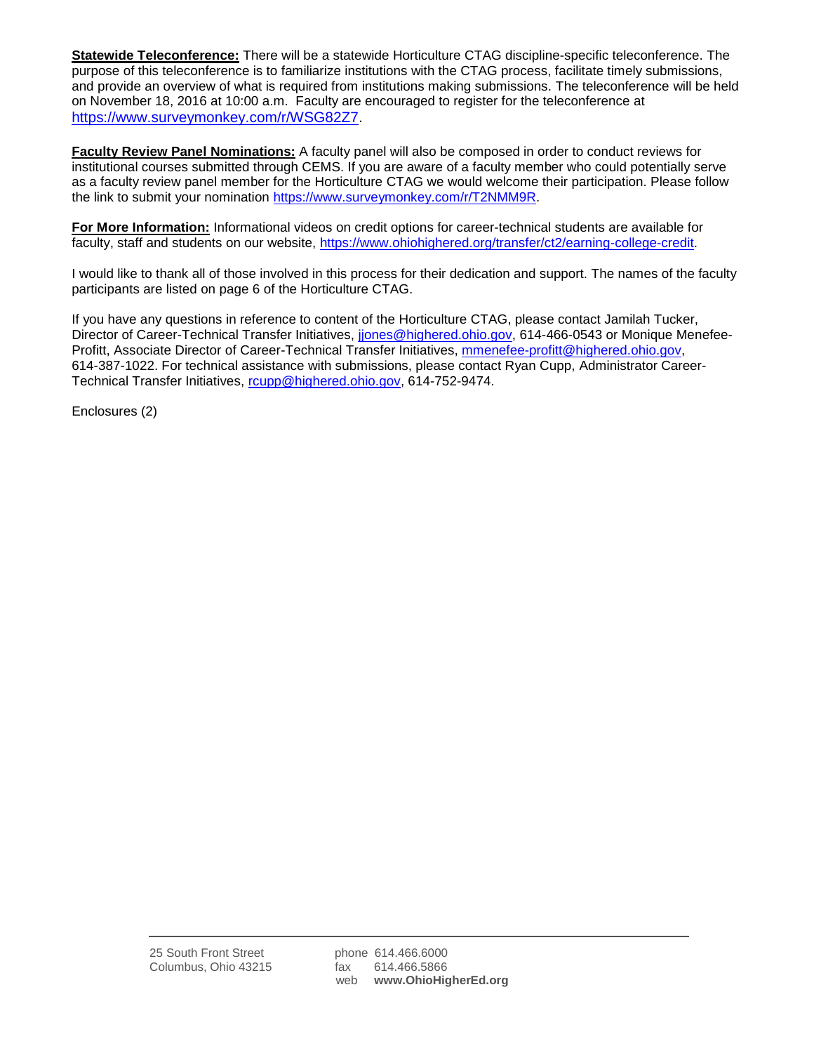**Statewide Teleconference:** There will be a statewide Horticulture CTAG discipline-specific teleconference. The purpose of this teleconference is to familiarize institutions with the CTAG process, facilitate timely submissions, and provide an overview of what is required from institutions making submissions. The teleconference will be held on November 18, 2016 at 10:00 a.m. Faculty are encouraged to register for the teleconference at https://www.surveymonkey.com/r/WSG82Z7.

**Faculty Review Panel Nominations:** A faculty panel will also be composed in order to conduct reviews for institutional courses submitted through CEMS. If you are aware of a faculty member who could potentially serve as a faculty review panel member for the Horticulture CTAG we would welcome their participation. Please follow the link to submit your nomination https://www.surveymonkey.com/r/T2NMM9R.

**For More Information:** Informational videos on credit options for career-technical students are available for faculty, staff and students on our website, https://www.ohiohighered.org/transfer/ct2/earning-college-credit.

I would like to thank all of those involved in this process for their dedication and support. The names of the faculty participants are listed on page 6 of the Horticulture CTAG.

If you have any questions in reference to content of the Horticulture CTAG, please contact Jamilah Tucker, Director of Career-Technical Transfer Initiatives, jjones@highered.ohio.gov, 614-466-0543 or Monique Menefee-Profitt, Associate Director of Career-Technical Transfer Initiatives, mmenefee-profitt@highered.ohio.gov, 614-387-1022. For technical assistance with submissions, please contact Ryan Cupp, Administrator Career-Technical Transfer Initiatives, rcupp@highered.ohio.gov, 614-752-9474.

Enclosures (2)

25 South Front Street
Columbus, Ohio 43215

phone 614.466.6000
fax 614.466.5866
web **www.OhioHigherEd.org**